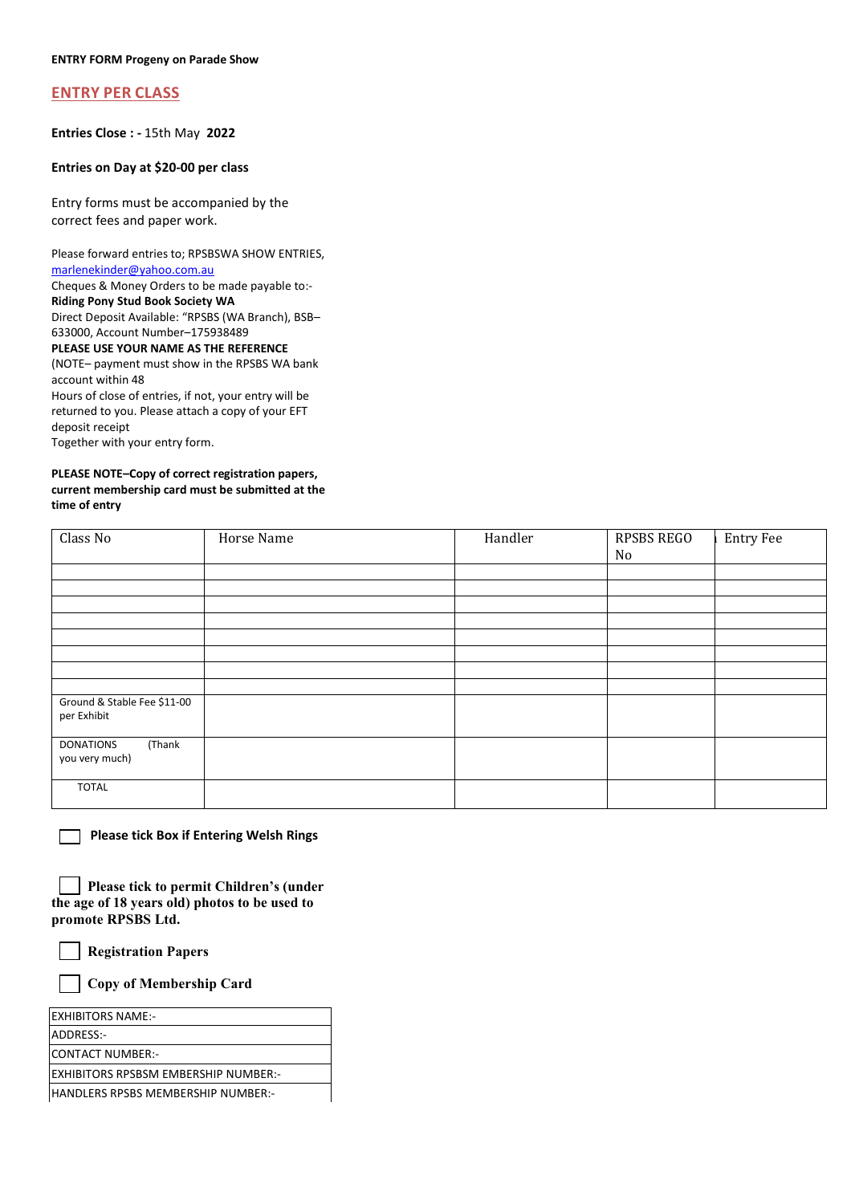**ENTRY FORM Progeny on Parade Show**

## ENTRY PER CLASS

**Entries Close : -** 15th May **2022**

**Entries on Day at $20-00 per class**

Entry forms must be accompanied by the correct fees and paper work.

Please forward entries to; RPSBSWA SHOW ENTRIES, marlenekinder@yahoo.com.au
Cheques & Money Orders to be made payable to:-
**Riding Pony Stud Book Society WA**
Direct Deposit Available: "RPSBS (WA Branch), BSB–633000, Account Number–175938489
**PLEASE USE YOUR NAME AS THE REFERENCE**
(NOTE– payment must show in the RPSBS WA bank account within 48
Hours of close of entries, if not, your entry will be returned to you. Please attach a copy of your EFT deposit receipt
Together with your entry form.

**PLEASE NOTE–Copy of correct registration papers, current membership card must be submitted at the time of entry**

| Class No | Horse Name | Handler | RPSBS REGO No | Entry Fee |
|---|---|---|---|---|
| | | | | |
| | | | | |
| | | | | |
| | | | | |
| | | | | |
| | | | | |
| | | | | |
| | | | | |
| Ground & Stable Fee $11-00 per Exhibit | | | | |
| DONATIONS (Thank you very much) | | | | |
| TOTAL | | | | |

☐ **Please tick Box if Entering Welsh Rings**

☐ **Please tick to permit Children's (under the age of 18 years old) photos to be used to promote RPSBS Ltd.**

☐ **Registration Papers**

☐ **Copy of Membership Card**

| EXHIBITORS NAME:- |
|---|
| ADDRESS:- |
| CONTACT NUMBER:- |
| EXHIBITORS RPSBSM EMBERSHIP NUMBER:- |
| HANDLERS RPSBS MEMBERSHIP NUMBER:- |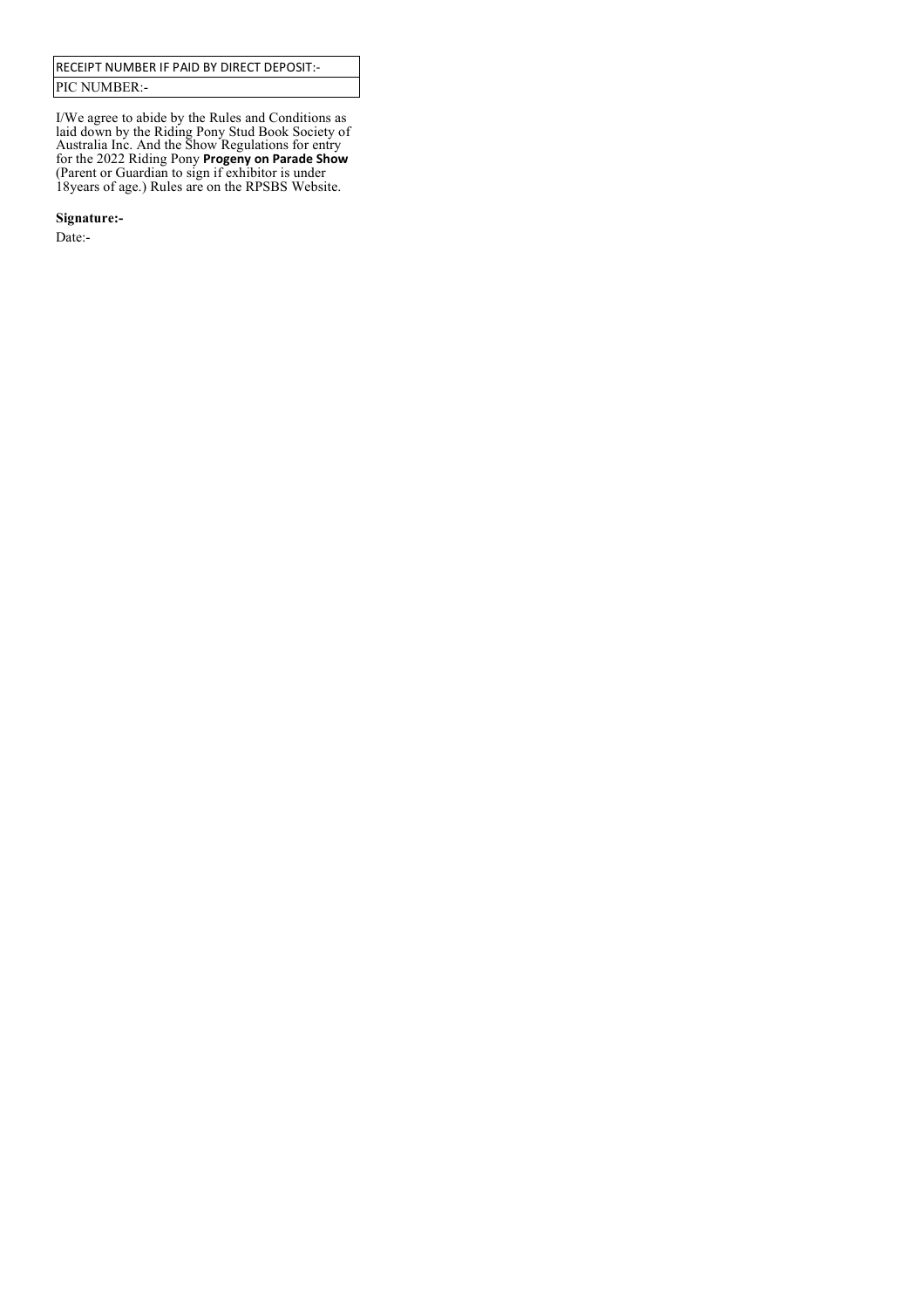| RECEIPT NUMBER IF PAID BY DIRECT DEPOSIT:- |
| --- |
| PIC NUMBER:- |

I/We agree to abide by the Rules and Conditions as laid down by the Riding Pony Stud Book Society of Australia Inc. And the Show Regulations for entry for the 2022 Riding Pony **Progeny on Parade Show** (Parent or Guardian to sign if exhibitor is under 18years of age.) Rules are on the RPSBS Website.

**Signature:-**

Date:-